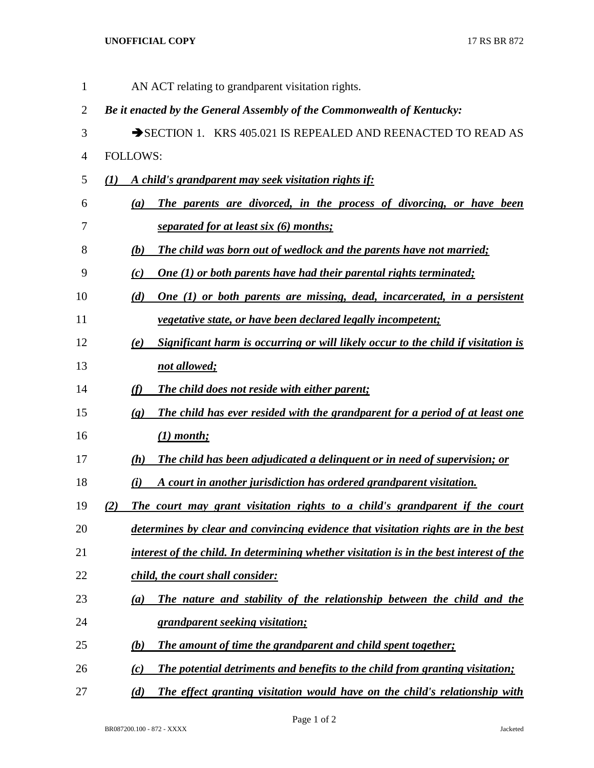AN ACT relating to grandparent visitation rights.

***Be it enacted by the General Assembly of the Commonwealth of Kentucky:***

➔SECTION 1. KRS 405.021 IS REPEALED AND REENACTED TO READ AS FOLLOWS:

***(1) A child's grandparent may seek visitation rights if:***

***(a) The parents are divorced, in the process of divorcing, or have been separated for at least six (6) months;***

***(b) The child was born out of wedlock and the parents have not married;***

***(c) One (1) or both parents have had their parental rights terminated;***

***(d) One (1) or both parents are missing, dead, incarcerated, in a persistent vegetative state, or have been declared legally incompetent;***

***(e) Significant harm is occurring or will likely occur to the child if visitation is not allowed;***

***(f) The child does not reside with either parent;***

***(g) The child has ever resided with the grandparent for a period of at least one (1) month;***

***(h) The child has been adjudicated a delinquent or in need of supervision; or***

***(i) A court in another jurisdiction has ordered grandparent visitation.***

***(2) The court may grant visitation rights to a child's grandparent if the court determines by clear and convincing evidence that visitation rights are in the best interest of the child. In determining whether visitation is in the best interest of the child, the court shall consider:***

***(a) The nature and stability of the relationship between the child and the grandparent seeking visitation;***

***(b) The amount of time the grandparent and child spent together;***

***(c) The potential detriments and benefits to the child from granting visitation;***

***(d) The effect granting visitation would have on the child's relationship with***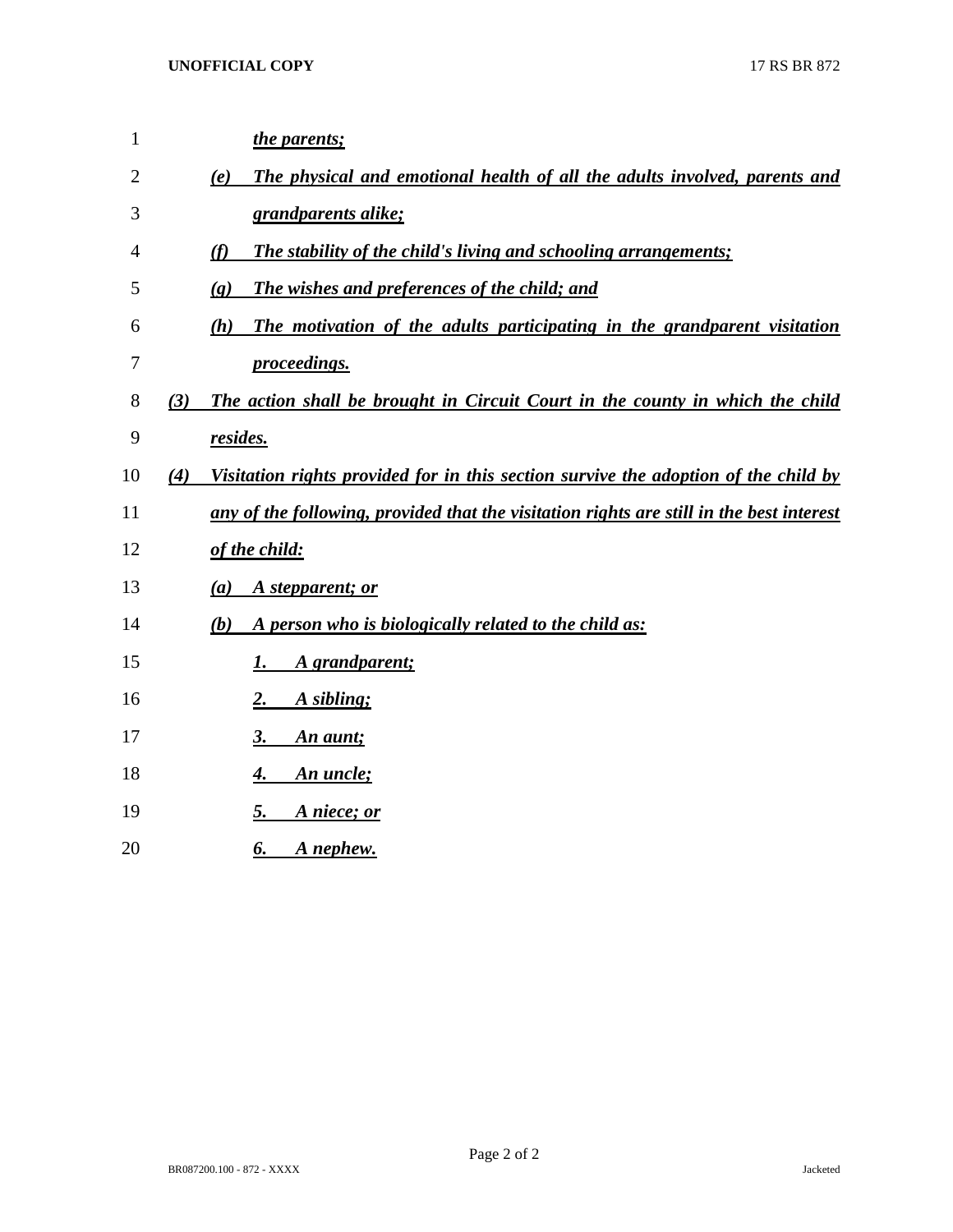*the parents;*

(e) *The physical and emotional health of all the adults involved, parents and grandparents alike;*

(f) *The stability of the child's living and schooling arrangements;*

(g) *The wishes and preferences of the child; and*

(h) *The motivation of the adults participating in the grandparent visitation proceedings.*

(3) *The action shall be brought in Circuit Court in the county in which the child resides.*

(4) *Visitation rights provided for in this section survive the adoption of the child by any of the following, provided that the visitation rights are still in the best interest of the child:*

(a) *A stepparent; or*

(b) *A person who is biologically related to the child as:*

1. *A grandparent;*
2. *A sibling;*
3. *An aunt;*
4. *An uncle;*
5. *A niece; or*
6. *A nephew.*